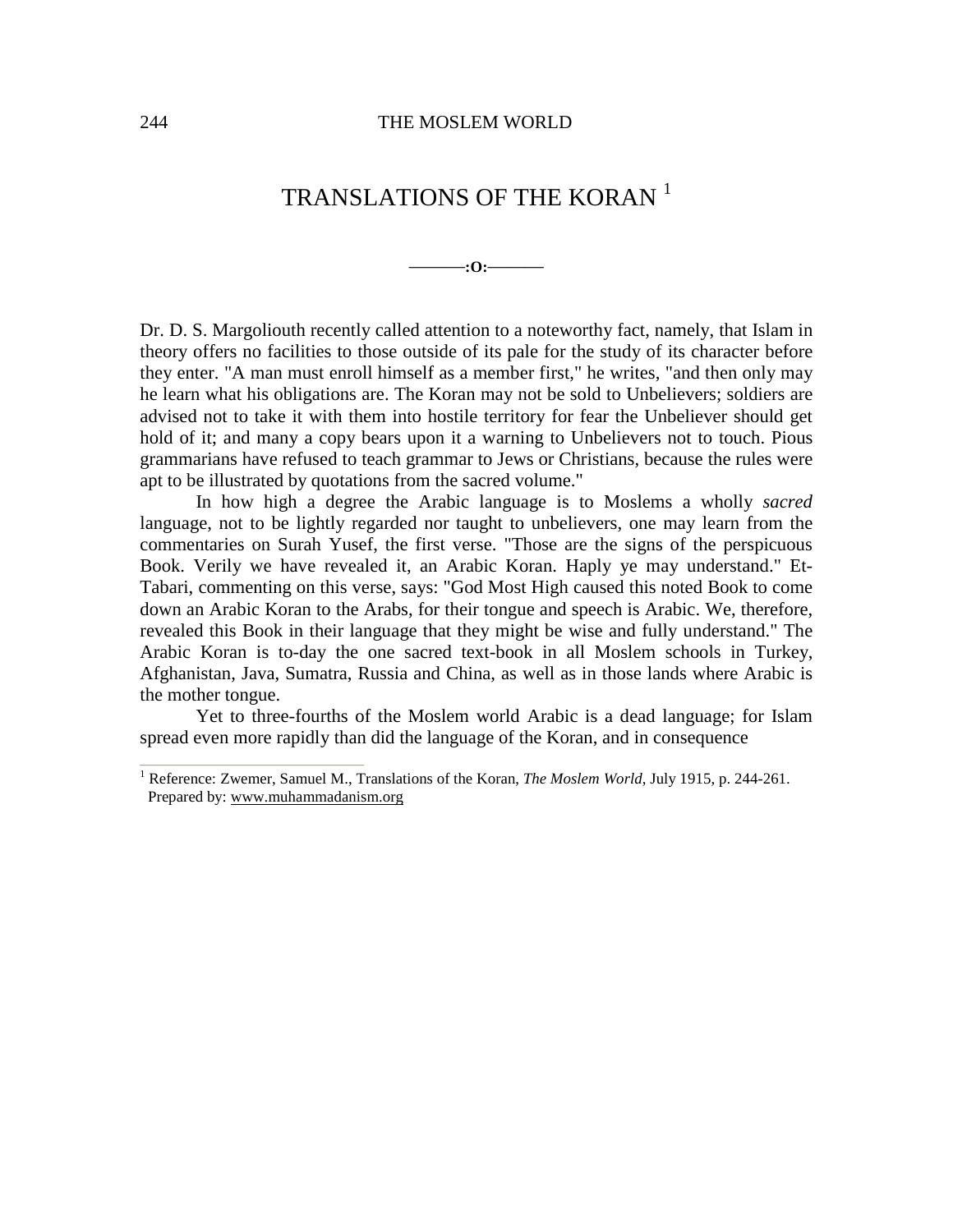# TRANSLATIONS OF THE KORAN [1]

———:O:———

Dr. D. S. Margoliouth recently called attention to a noteworthy fact, namely, that Islam in theory offers no facilities to those outside of its pale for the study of its character before they enter. "A man must enroll himself as a member first," he writes, "and then only may he learn what his obligations are. The Koran may not be sold to Unbelievers; soldiers are advised not to take it with them into hostile territory for fear the Unbeliever should get hold of it; and many a copy bears upon it a warning to Unbelievers not to touch. Pious grammarians have refused to teach grammar to Jews or Christians, because the rules were apt to be illustrated by quotations from the sacred volume."

In how high a degree the Arabic language is to Moslems a wholly *sacred* language, not to be lightly regarded nor taught to unbelievers, one may learn from the commentaries on Surah Yusef, the first verse. "Those are the signs of the perspicuous Book. Verily we have revealed it, an Arabic Koran. Haply ye may understand." Et-Tabari, commenting on this verse, says: "God Most High caused this noted Book to come down an Arabic Koran to the Arabs, for their tongue and speech is Arabic. We, therefore, revealed this Book in their language that they might be wise and fully understand." The Arabic Koran is to-day the one sacred text-book in all Moslem schools in Turkey, Afghanistan, Java, Sumatra, Russia and China, as well as in those lands where Arabic is the mother tongue.

Yet to three-fourths of the Moslem world Arabic is a dead language; for Islam spread even more rapidly than did the language of the Koran, and in consequence

---

[1] Reference: Zwemer, Samuel M., Translations of the Koran, *The Moslem World*, July 1915, p. 244-261. Prepared by: www.muhammadanism.org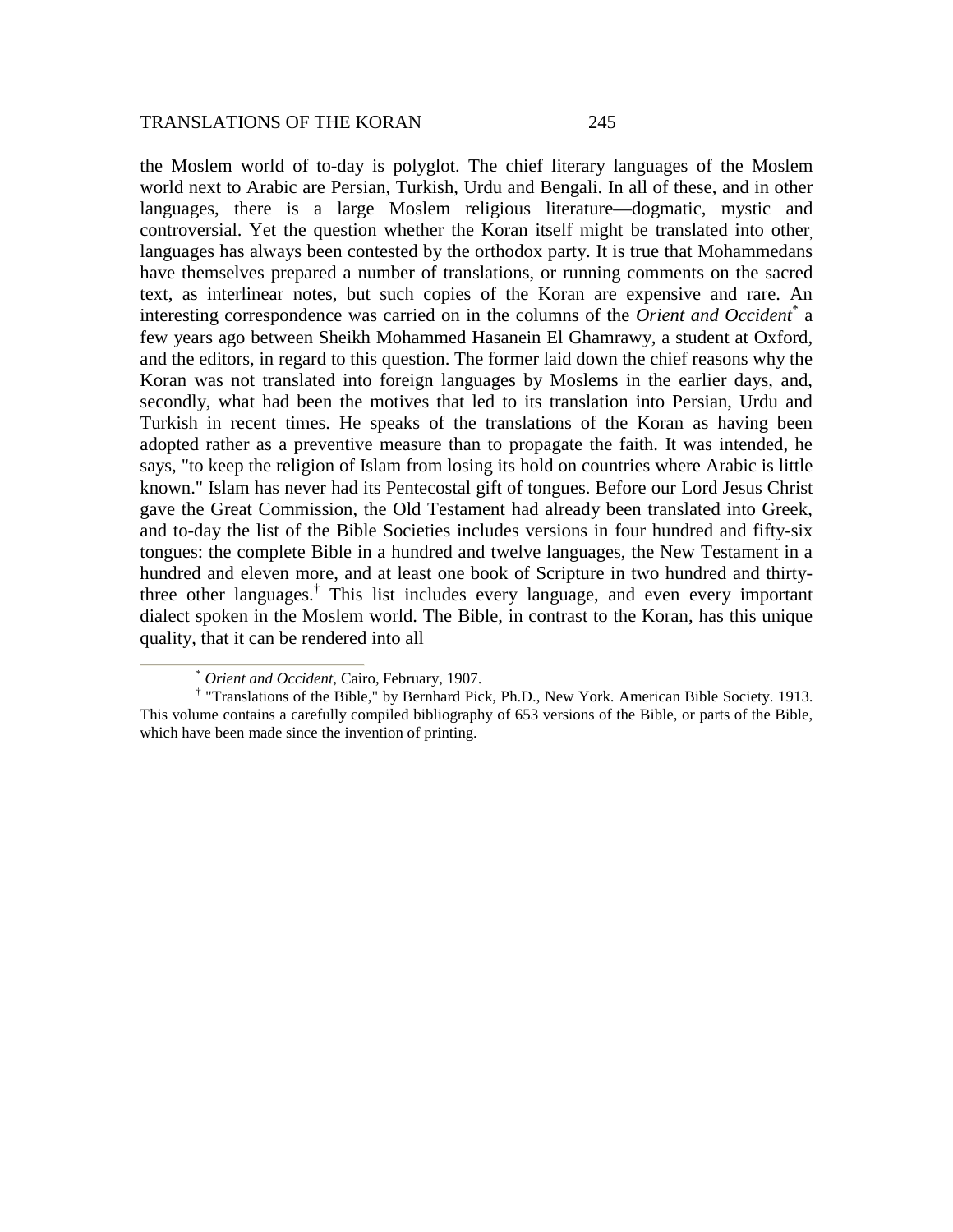the Moslem world of to-day is polyglot. The chief literary languages of the Moslem world next to Arabic are Persian, Turkish, Urdu and Bengali. In all of these, and in other languages, there is a large Moslem religious literature—dogmatic, mystic and controversial. Yet the question whether the Koran itself might be translated into other languages has always been contested by the orthodox party. It is true that Mohammedans have themselves prepared a number of translations, or running comments on the sacred text, as interlinear notes, but such copies of the Koran are expensive and rare. An interesting correspondence was carried on in the columns of the *Orient and Occident*[*] a few years ago between Sheikh Mohammed Hasanein El Ghamrawy, a student at Oxford, and the editors, in regard to this question. The former laid down the chief reasons why the Koran was not translated into foreign languages by Moslems in the earlier days, and, secondly, what had been the motives that led to its translation into Persian, Urdu and Turkish in recent times. He speaks of the translations of the Koran as having been adopted rather as a preventive measure than to propagate the faith. It was intended, he says, "to keep the religion of Islam from losing its hold on countries where Arabic is little known." Islam has never had its Pentecostal gift of tongues. Before our Lord Jesus Christ gave the Great Commission, the Old Testament had already been translated into Greek, and to-day the list of the Bible Societies includes versions in four hundred and fifty-six tongues: the complete Bible in a hundred and twelve languages, the New Testament in a hundred and eleven more, and at least one book of Scripture in two hundred and thirty-three other languages.[†] This list includes every language, and even every important dialect spoken in the Moslem world. The Bible, in contrast to the Koran, has this unique quality, that it can be rendered into all

---

[*] *Orient and Occident*, Cairo, February, 1907.

[†] "Translations of the Bible," by Bernhard Pick, Ph.D., New York. American Bible Society. 1913. This volume contains a carefully compiled bibliography of 653 versions of the Bible, or parts of the Bible, which have been made since the invention of printing.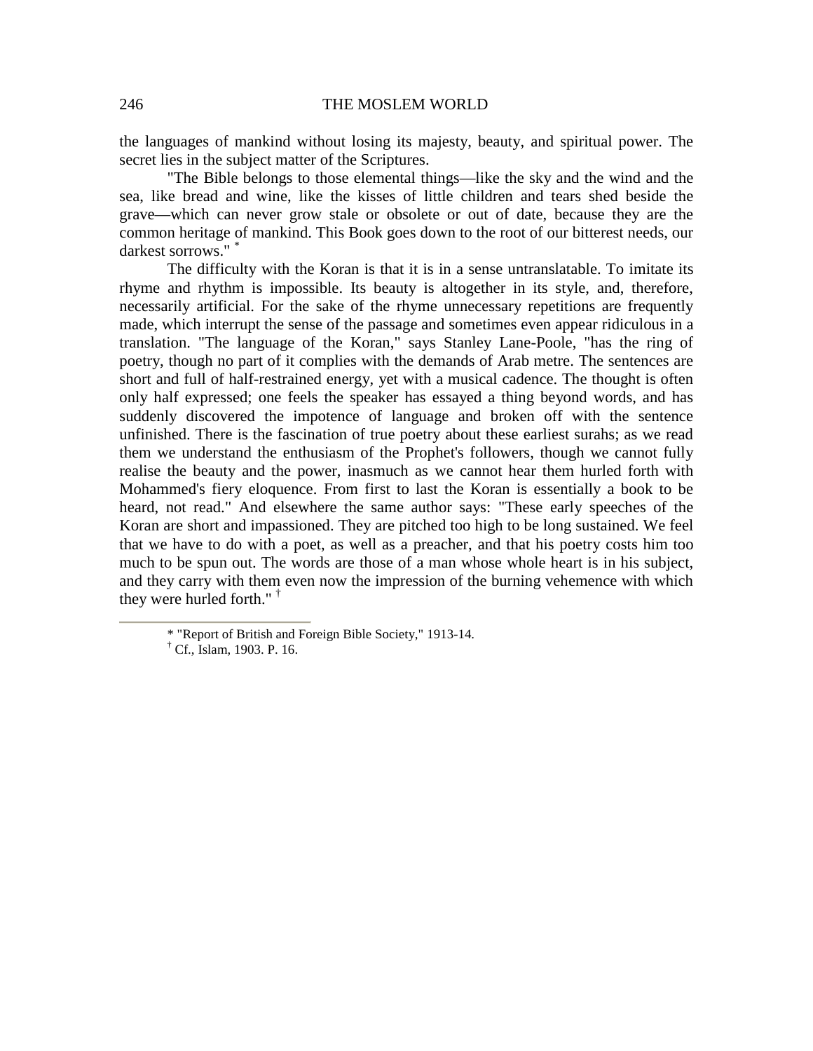the languages of mankind without losing its majesty, beauty, and spiritual power. The secret lies in the subject matter of the Scriptures.

"The Bible belongs to those elemental things—like the sky and the wind and the sea, like bread and wine, like the kisses of little children and tears shed beside the grave—which can never grow stale or obsolete or out of date, because they are the common heritage of mankind. This Book goes down to the root of our bitterest needs, our darkest sorrows." *

The difficulty with the Koran is that it is in a sense untranslatable. To imitate its rhyme and rhythm is impossible. Its beauty is altogether in its style, and, therefore, necessarily artificial. For the sake of the rhyme unnecessary repetitions are frequently made, which interrupt the sense of the passage and sometimes even appear ridiculous in a translation. "The language of the Koran," says Stanley Lane-Poole, "has the ring of poetry, though no part of it complies with the demands of Arab metre. The sentences are short and full of half-restrained energy, yet with a musical cadence. The thought is often only half expressed; one feels the speaker has essayed a thing beyond words, and has suddenly discovered the impotence of language and broken off with the sentence unfinished. There is the fascination of true poetry about these earliest surahs; as we read them we understand the enthusiasm of the Prophet's followers, though we cannot fully realise the beauty and the power, inasmuch as we cannot hear them hurled forth with Mohammed's fiery eloquence. From first to last the Koran is essentially a book to be heard, not read." And elsewhere the same author says: "These early speeches of the Koran are short and impassioned. They are pitched too high to be long sustained. We feel that we have to do with a poet, as well as a preacher, and that his poetry costs him too much to be spun out. The words are those of a man whose whole heart is in his subject, and they carry with them even now the impression of the burning vehemence with which they were hurled forth." †

---

* "Report of British and Foreign Bible Society," 1913-14.

† Cf., Islam, 1903. P. 16.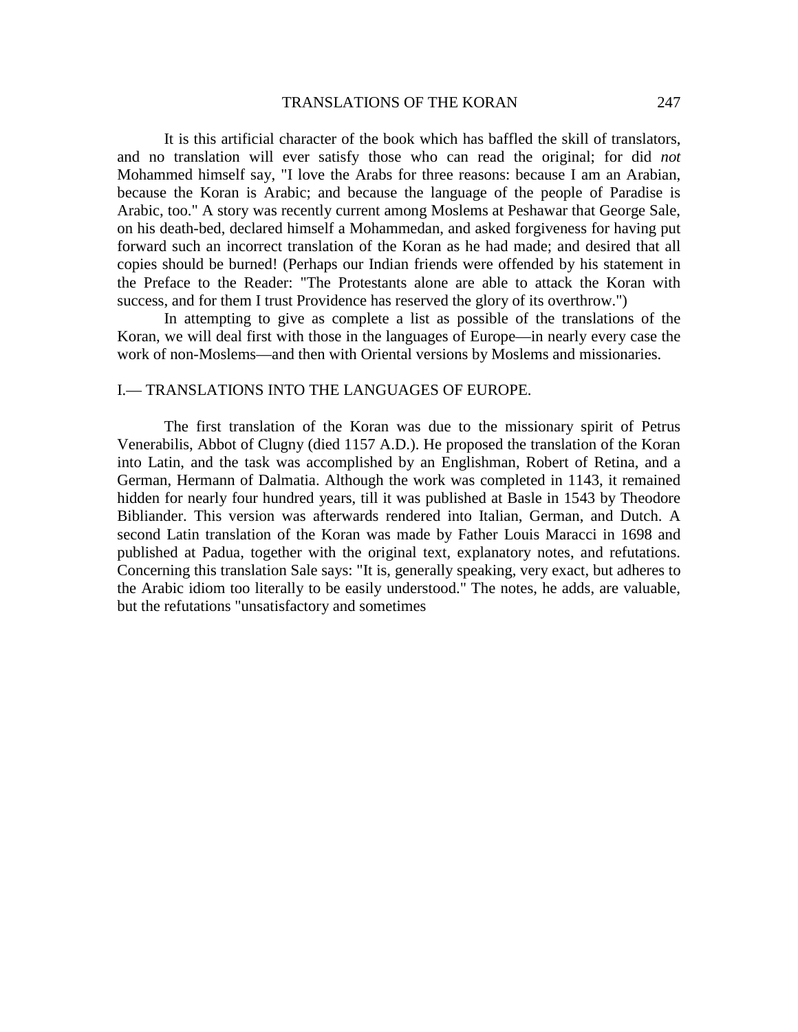It is this artificial character of the book which has baffled the skill of translators, and no translation will ever satisfy those who can read the original; for did *not* Mohammed himself say, "I love the Arabs for three reasons: because I am an Arabian, because the Koran is Arabic; and because the language of the people of Paradise is Arabic, too." A story was recently current among Moslems at Peshawar that George Sale, on his death-bed, declared himself a Mohammedan, and asked forgiveness for having put forward such an incorrect translation of the Koran as he had made; and desired that all copies should be burned! (Perhaps our Indian friends were offended by his statement in the Preface to the Reader: "The Protestants alone are able to attack the Koran with success, and for them I trust Providence has reserved the glory of its overthrow.")

In attempting to give as complete a list as possible of the translations of the Koran, we will deal first with those in the languages of Europe—in nearly every case the work of non-Moslems—and then with Oriental versions by Moslems and missionaries.

## I.— TRANSLATIONS INTO THE LANGUAGES OF EUROPE.

The first translation of the Koran was due to the missionary spirit of Petrus Venerabilis, Abbot of Clugny (died 1157 A.D.). He proposed the translation of the Koran into Latin, and the task was accomplished by an Englishman, Robert of Retina, and a German, Hermann of Dalmatia. Although the work was completed in 1143, it remained hidden for nearly four hundred years, till it was published at Basle in 1543 by Theodore Bibliander. This version was afterwards rendered into Italian, German, and Dutch. A second Latin translation of the Koran was made by Father Louis Maracci in 1698 and published at Padua, together with the original text, explanatory notes, and refutations. Concerning this translation Sale says: "It is, generally speaking, very exact, but adheres to the Arabic idiom too literally to be easily understood." The notes, he adds, are valuable, but the refutations "unsatisfactory and sometimes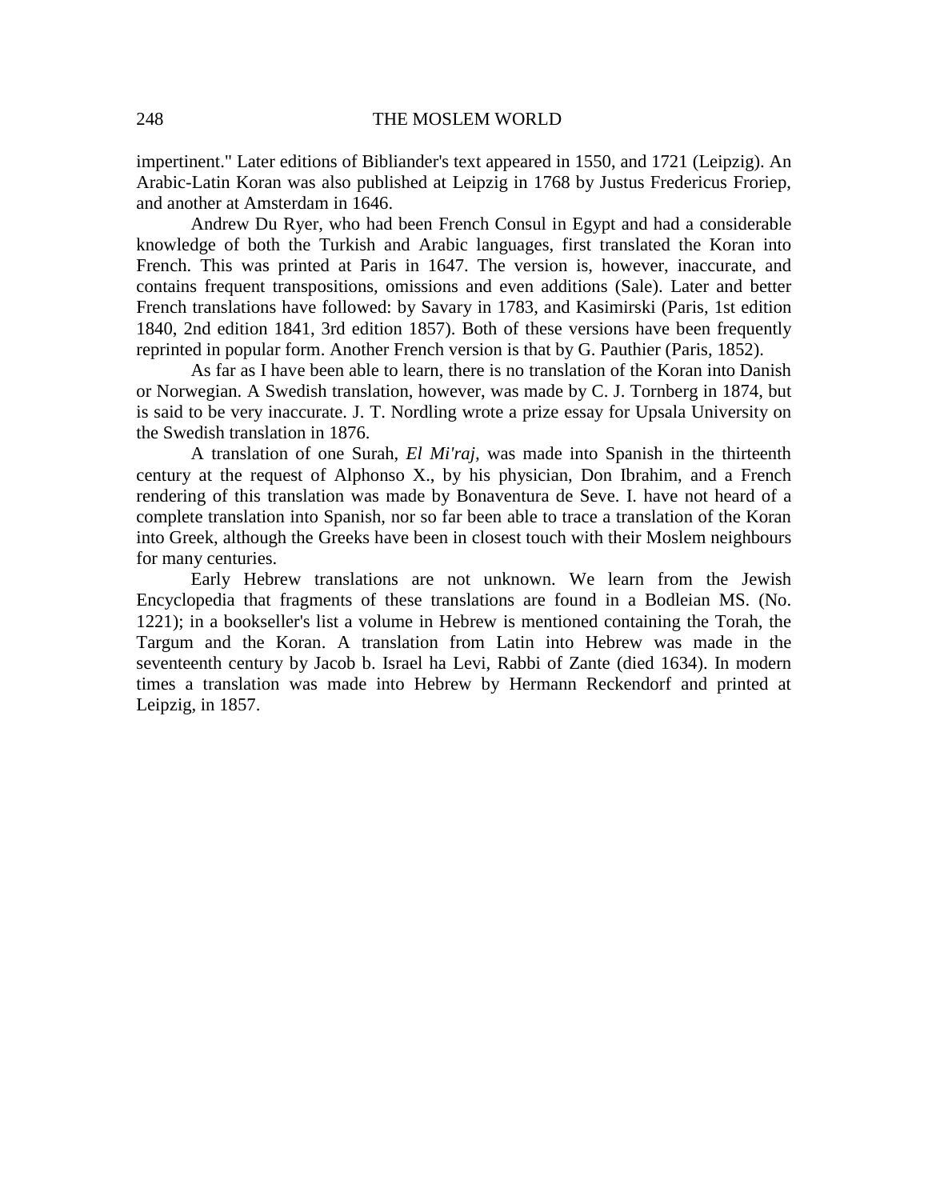impertinent." Later editions of Bibliander's text appeared in 1550, and 1721 (Leipzig). An Arabic-Latin Koran was also published at Leipzig in 1768 by Justus Fredericus Froriep, and another at Amsterdam in 1646.

Andrew Du Ryer, who had been French Consul in Egypt and had a considerable knowledge of both the Turkish and Arabic languages, first translated the Koran into French. This was printed at Paris in 1647. The version is, however, inaccurate, and contains frequent transpositions, omissions and even additions (Sale). Later and better French translations have followed: by Savary in 1783, and Kasimirski (Paris, 1st edition 1840, 2nd edition 1841, 3rd edition 1857). Both of these versions have been frequently reprinted in popular form. Another French version is that by G. Pauthier (Paris, 1852).

As far as I have been able to learn, there is no translation of the Koran into Danish or Norwegian. A Swedish translation, however, was made by C. J. Tornberg in 1874, but is said to be very inaccurate. J. T. Nordling wrote a prize essay for Upsala University on the Swedish translation in 1876.

A translation of one Surah, *El Mi'raj,* was made into Spanish in the thirteenth century at the request of Alphonso X., by his physician, Don Ibrahim, and a French rendering of this translation was made by Bonaventura de Seve. I. have not heard of a complete translation into Spanish, nor so far been able to trace a translation of the Koran into Greek, although the Greeks have been in closest touch with their Moslem neighbours for many centuries.

Early Hebrew translations are not unknown. We learn from the Jewish Encyclopedia that fragments of these translations are found in a Bodleian MS. (No. 1221); in a bookseller's list a volume in Hebrew is mentioned containing the Torah, the Targum and the Koran. A translation from Latin into Hebrew was made in the seventeenth century by Jacob b. Israel ha Levi, Rabbi of Zante (died 1634). In modern times a translation was made into Hebrew by Hermann Reckendorf and printed at Leipzig, in 1857.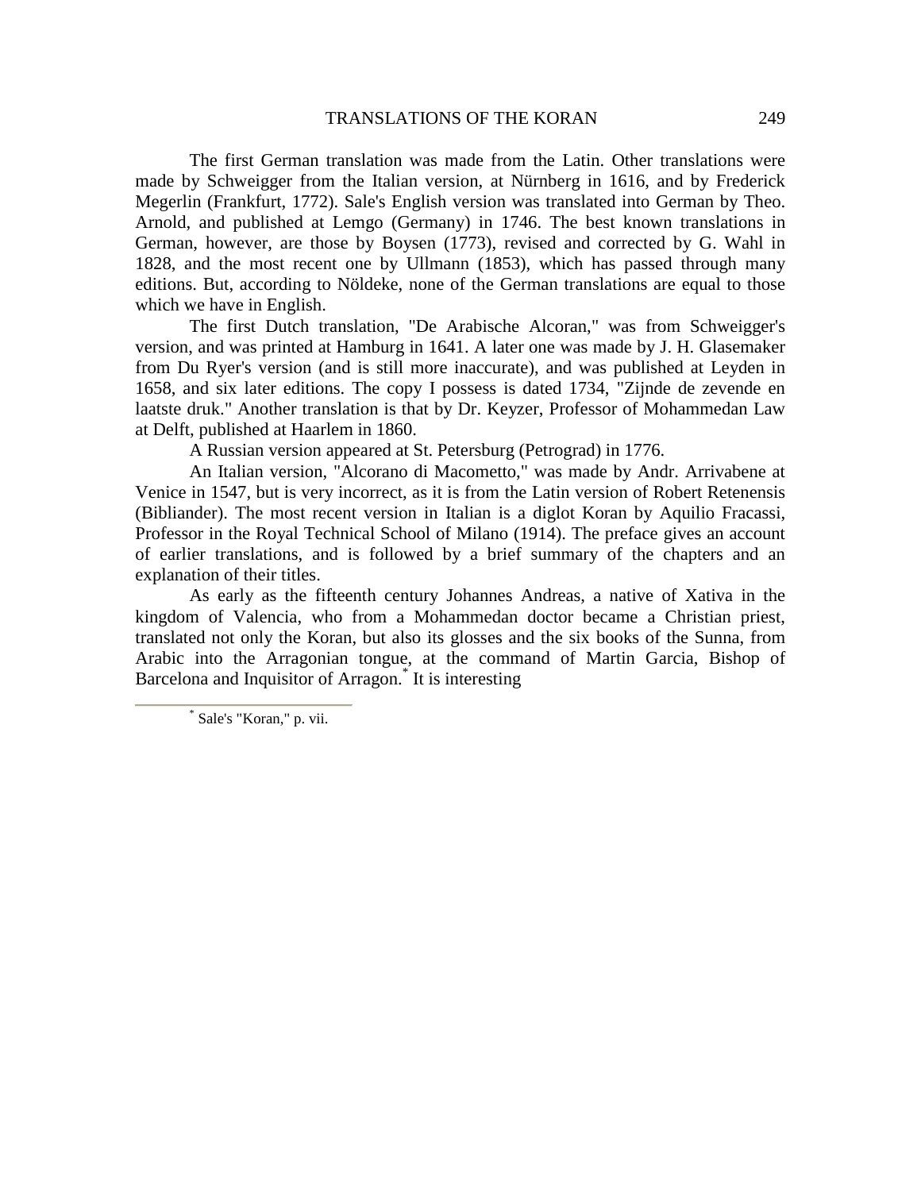The first German translation was made from the Latin. Other translations were made by Schweigger from the Italian version, at Nürnberg in 1616, and by Frederick Megerlin (Frankfurt, 1772). Sale's English version was translated into German by Theo. Arnold, and published at Lemgo (Germany) in 1746. The best known translations in German, however, are those by Boysen (1773), revised and corrected by G. Wahl in 1828, and the most recent one by Ullmann (1853), which has passed through many editions. But, according to Nöldeke, none of the German translations are equal to those which we have in English.

The first Dutch translation, "De Arabische Alcoran," was from Schweigger's version, and was printed at Hamburg in 1641. A later one was made by J. H. Glasemaker from Du Ryer's version (and is still more inaccurate), and was published at Leyden in 1658, and six later editions. The copy I possess is dated 1734, "Zijnde de zevende en laatste druk." Another translation is that by Dr. Keyzer, Professor of Mohammedan Law at Delft, published at Haarlem in 1860.

A Russian version appeared at St. Petersburg (Petrograd) in 1776.

An Italian version, "Alcorano di Macometto," was made by Andr. Arrivabene at Venice in 1547, but is very incorrect, as it is from the Latin version of Robert Retenensis (Bibliander). The most recent version in Italian is a diglot Koran by Aquilio Fracassi, Professor in the Royal Technical School of Milano (1914). The preface gives an account of earlier translations, and is followed by a brief summary of the chapters and an explanation of their titles.

As early as the fifteenth century Johannes Andreas, a native of Xativa in the kingdom of Valencia, who from a Mohammedan doctor became a Christian priest, translated not only the Koran, but also its glosses and the six books of the Sunna, from Arabic into the Arragonian tongue, at the command of Martin Garcia, Bishop of Barcelona and Inquisitor of Arragon.* It is interesting

* Sale's "Koran," p. vii.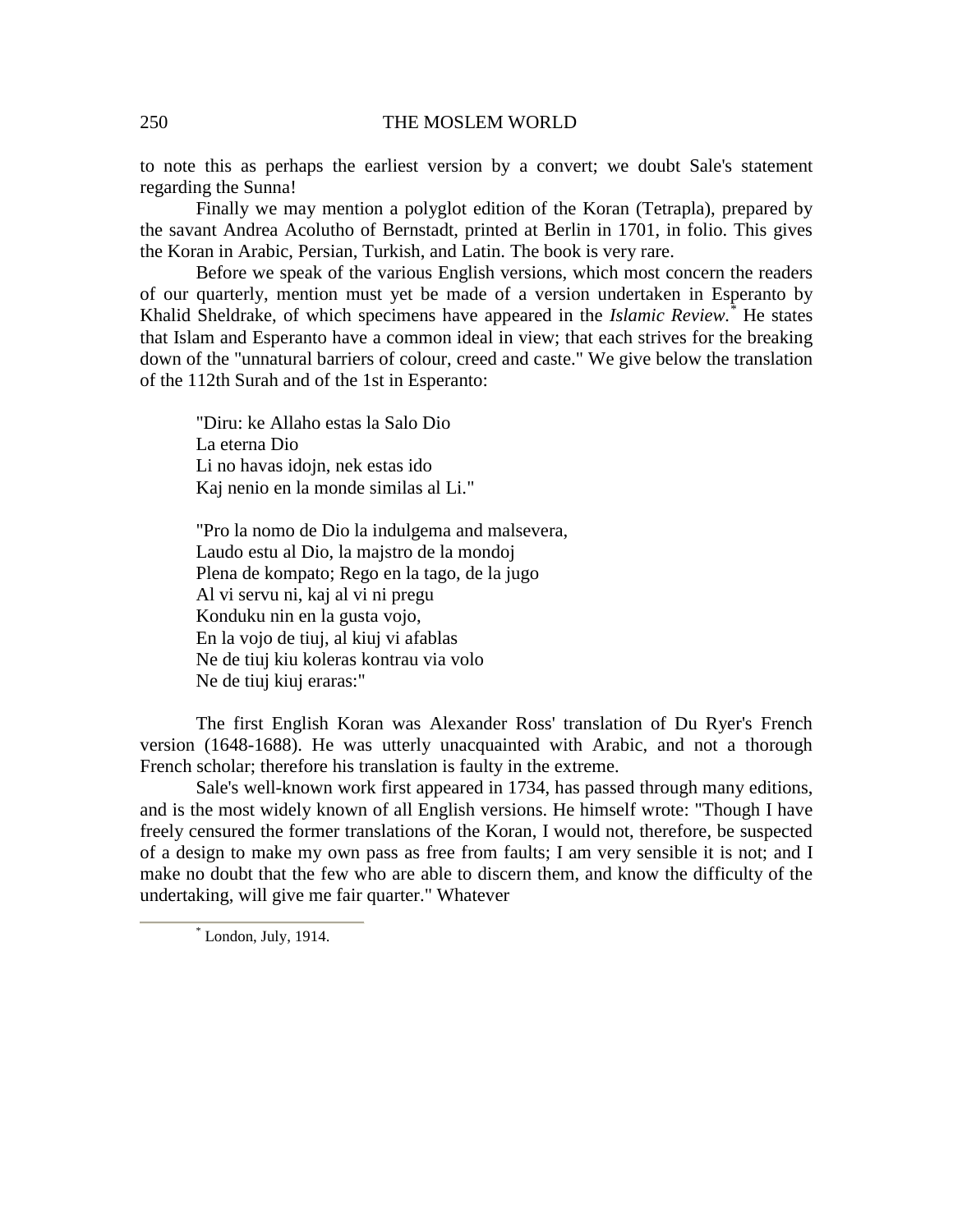to note this as perhaps the earliest version by a convert; we doubt Sale's statement regarding the Sunna!

Finally we may mention a polyglot edition of the Koran (Tetrapla), prepared by the savant Andrea Acolutho of Bernstadt, printed at Berlin in 1701, in folio. This gives the Koran in Arabic, Persian, Turkish, and Latin. The book is very rare.

Before we speak of the various English versions, which most concern the readers of our quarterly, mention must yet be made of a version undertaken in Esperanto by Khalid Sheldrake, of which specimens have appeared in the *Islamic Review.*[*] He states that Islam and Esperanto have a common ideal in view; that each strives for the breaking down of the "unnatural barriers of colour, creed and caste." We give below the translation of the 112th Surah and of the 1st in Esperanto:

> "Diru: ke Allaho estas la Salo Dio
> La eterna Dio
> Li no havas idojn, nek estas ido
> Kaj nenio en la monde similas al Li."
>
> "Pro la nomo de Dio la indulgema and malsevera,
> Laudo estu al Dio, la majstro de la mondoj
> Plena de kompato; Rego en la tago, de la jugo
> Al vi servu ni, kaj al vi ni pregu
> Konduku nin en la gusta vojo,
> En la vojo de tiuj, al kiuj vi afablas
> Ne de tiuj kiu koleras kontrau via volo
> Ne de tiuj kiuj eraras:"

The first English Koran was Alexander Ross' translation of Du Ryer's French version (1648-1688). He was utterly unacquainted with Arabic, and not a thorough French scholar; therefore his translation is faulty in the extreme.

Sale's well-known work first appeared in 1734, has passed through many editions, and is the most widely known of all English versions. He himself wrote: "Though I have freely censured the former translations of the Koran, I would not, therefore, be suspected of a design to make my own pass as free from faults; I am very sensible it is not; and I make no doubt that the few who are able to discern them, and know the difficulty of the undertaking, will give me fair quarter." Whatever

---

[*] London, July, 1914.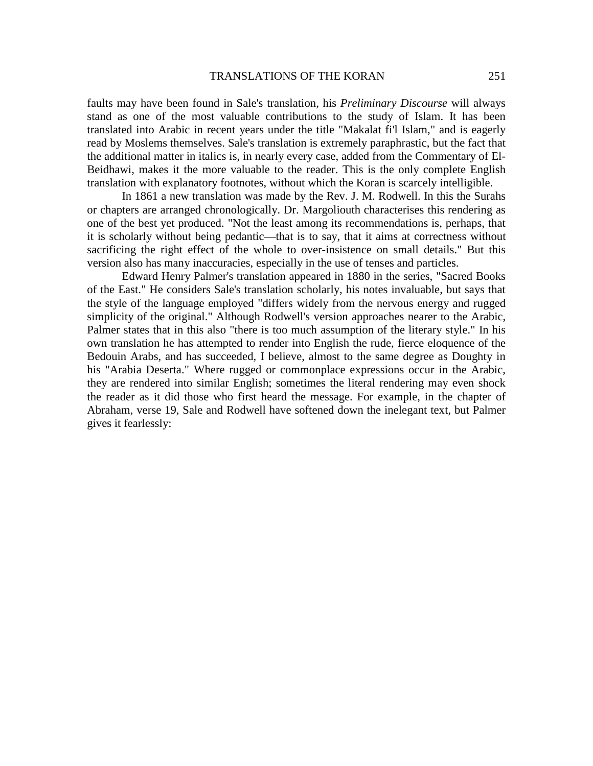faults may have been found in Sale's translation, his *Preliminary Discourse* will always stand as one of the most valuable contributions to the study of Islam. It has been translated into Arabic in recent years under the title "Makalat fi'l Islam," and is eagerly read by Moslems themselves. Sale's translation is extremely paraphrastic, but the fact that the additional matter in italics is, in nearly every case, added from the Commentary of El-Beidhawi, makes it the more valuable to the reader. This is the only complete English translation with explanatory footnotes, without which the Koran is scarcely intelligible.

In 1861 a new translation was made by the Rev. J. M. Rodwell. In this the Surahs or chapters are arranged chronologically. Dr. Margoliouth characterises this rendering as one of the best yet produced. "Not the least among its recommendations is, perhaps, that it is scholarly without being pedantic—that is to say, that it aims at correctness without sacrificing the right effect of the whole to over-insistence on small details." But this version also has many inaccuracies, especially in the use of tenses and particles.

Edward Henry Palmer's translation appeared in 1880 in the series, "Sacred Books of the East." He considers Sale's translation scholarly, his notes invaluable, but says that the style of the language employed "differs widely from the nervous energy and rugged simplicity of the original." Although Rodwell's version approaches nearer to the Arabic, Palmer states that in this also "there is too much assumption of the literary style." In his own translation he has attempted to render into English the rude, fierce eloquence of the Bedouin Arabs, and has succeeded, I believe, almost to the same degree as Doughty in his "Arabia Deserta." Where rugged or commonplace expressions occur in the Arabic, they are rendered into similar English; sometimes the literal rendering may even shock the reader as it did those who first heard the message. For example, in the chapter of Abraham, verse 19, Sale and Rodwell have softened down the inelegant text, but Palmer gives it fearlessly: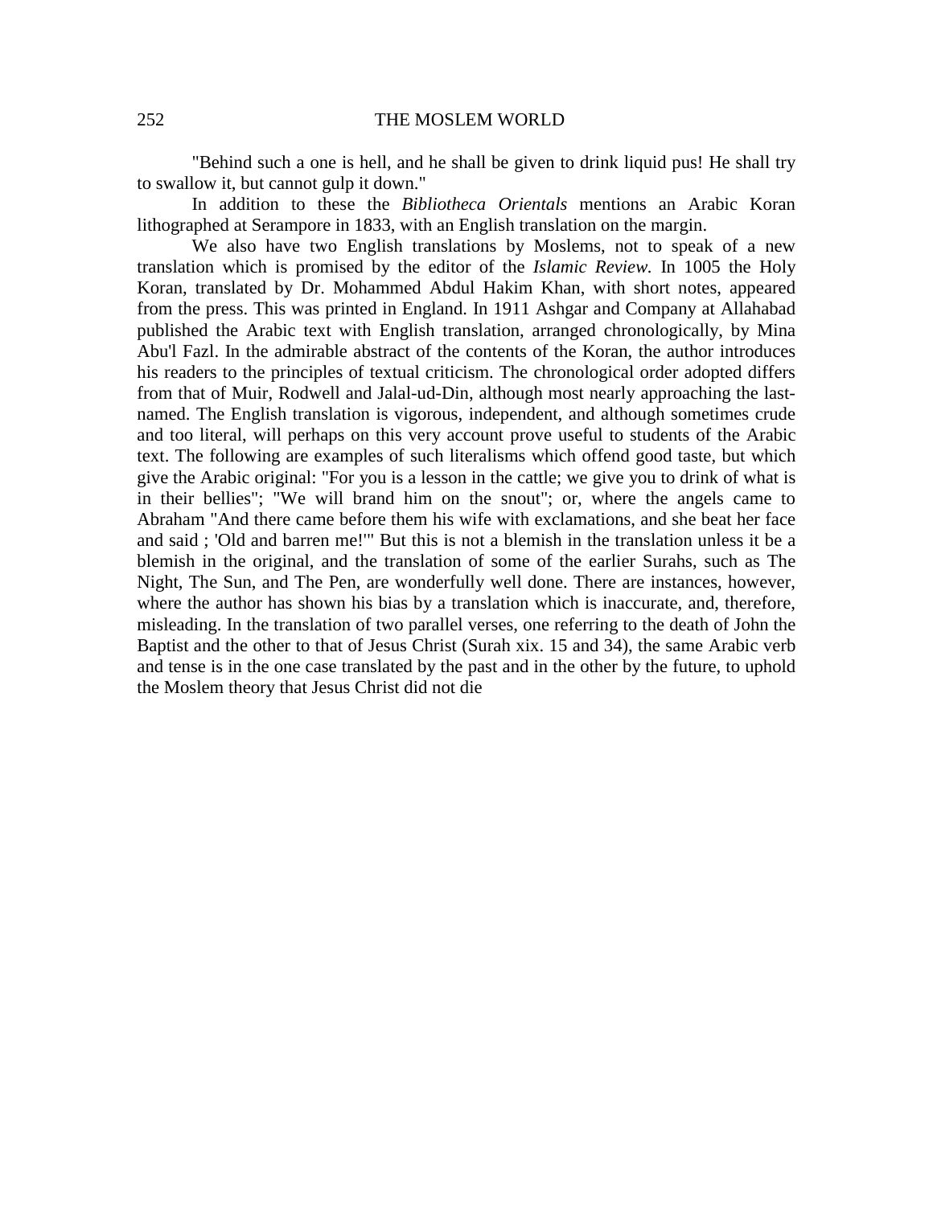"Behind such a one is hell, and he shall be given to drink liquid pus! He shall try to swallow it, but cannot gulp it down."

In addition to these the *Bibliotheca Orientals* mentions an Arabic Koran lithographed at Serampore in 1833, with an English translation on the margin.

We also have two English translations by Moslems, not to speak of a new translation which is promised by the editor of the *Islamic Review.* In 1005 the Holy Koran, translated by Dr. Mohammed Abdul Hakim Khan, with short notes, appeared from the press. This was printed in England. In 1911 Ashgar and Company at Allahabad published the Arabic text with English translation, arranged chronologically, by Mina Abu'l Fazl. In the admirable abstract of the contents of the Koran, the author introduces his readers to the principles of textual criticism. The chronological order adopted differs from that of Muir, Rodwell and Jalal-ud-Din, although most nearly approaching the last-named. The English translation is vigorous, independent, and although sometimes crude and too literal, will perhaps on this very account prove useful to students of the Arabic text. The following are examples of such literalisms which offend good taste, but which give the Arabic original: "For you is a lesson in the cattle; we give you to drink of what is in their bellies"; "We will brand him on the snout"; or, where the angels came to Abraham "And there came before them his wife with exclamations, and she beat her face and said ; 'Old and barren me!'" But this is not a blemish in the translation unless it be a blemish in the original, and the translation of some of the earlier Surahs, such as The Night, The Sun, and The Pen, are wonderfully well done. There are instances, however, where the author has shown his bias by a translation which is inaccurate, and, therefore, misleading. In the translation of two parallel verses, one referring to the death of John the Baptist and the other to that of Jesus Christ (Surah xix. 15 and 34), the same Arabic verb and tense is in the one case translated by the past and in the other by the future, to uphold the Moslem theory that Jesus Christ did not die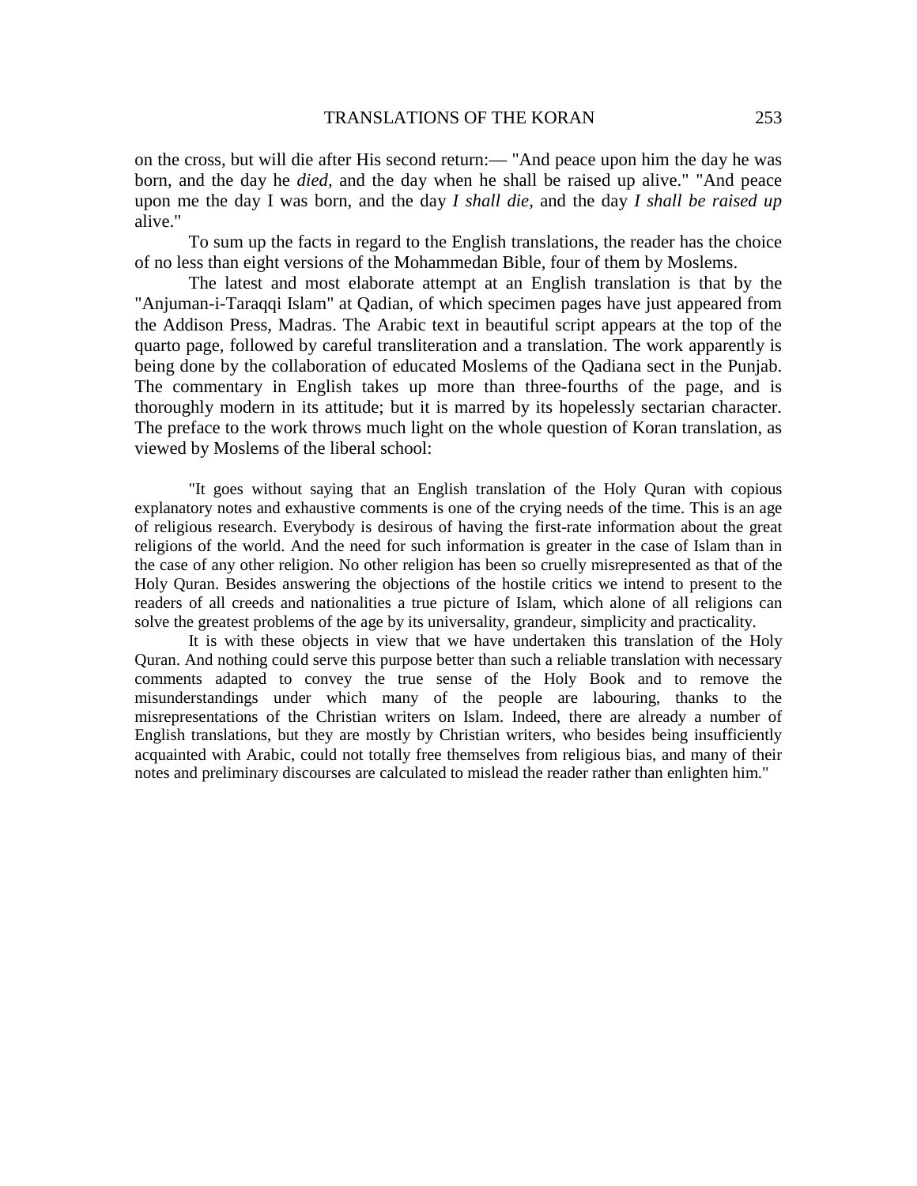on the cross, but will die after His second return:— "And peace upon him the day he was born, and the day he *died,* and the day when he shall be raised up alive." "And peace upon me the day I was born, and the day *I shall die,* and the day *I shall be raised up* alive."

To sum up the facts in regard to the English translations, the reader has the choice of no less than eight versions of the Mohammedan Bible, four of them by Moslems.

The latest and most elaborate attempt at an English translation is that by the "Anjuman-i-Taraqqi Islam" at Qadian, of which specimen pages have just appeared from the Addison Press, Madras. The Arabic text in beautiful script appears at the top of the quarto page, followed by careful transliteration and a translation. The work apparently is being done by the collaboration of educated Moslems of the Qadiana sect in the Punjab. The commentary in English takes up more than three-fourths of the page, and is thoroughly modern in its attitude; but it is marred by its hopelessly sectarian character. The preface to the work throws much light on the whole question of Koran translation, as viewed by Moslems of the liberal school:

> "It goes without saying that an English translation of the Holy Quran with copious explanatory notes and exhaustive comments is one of the crying needs of the time. This is an age of religious research. Everybody is desirous of having the first-rate information about the great religions of the world. And the need for such information is greater in the case of Islam than in the case of any other religion. No other religion has been so cruelly misrepresented as that of the Holy Quran. Besides answering the objections of the hostile critics we intend to present to the readers of all creeds and nationalities a true picture of Islam, which alone of all religions can solve the greatest problems of the age by its universality, grandeur, simplicity and practicality.
>
> It is with these objects in view that we have undertaken this translation of the Holy Quran. And nothing could serve this purpose better than such a reliable translation with necessary comments adapted to convey the true sense of the Holy Book and to remove the misunderstandings under which many of the people are labouring, thanks to the misrepresentations of the Christian writers on Islam. Indeed, there are already a number of English translations, but they are mostly by Christian writers, who besides being insufficiently acquainted with Arabic, could not totally free themselves from religious bias, and many of their notes and preliminary discourses are calculated to mislead the reader rather than enlighten him."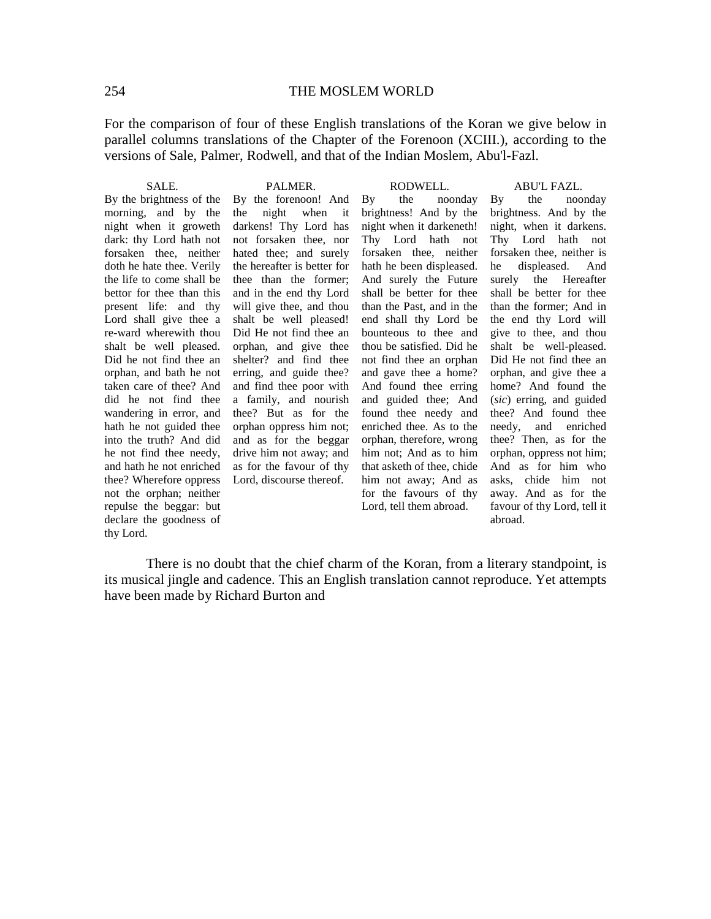For the comparison of four of these English translations of the Koran we give below in parallel columns translations of the Chapter of the Forenoon (XCIII.), according to the versions of Sale, Palmer, Rodwell, and that of the Indian Moslem, Abu'l-Fazl.

| SALE. | PALMER. | RODWELL. | ABU'L FAZL. |
|---|---|---|---|
| By the brightness of the morning, and by the night when it groweth dark: thy Lord hath not forsaken thee, neither doth he hate thee. Verily the life to come shall be bettor for thee than this present life: and thy Lord shall give thee a re-ward wherewith thou shalt be well pleased. Did he not find thee an orphan, and bath he not taken care of thee? And did he not find thee wandering in error, and hath he not guided thee into the truth? And did he not find thee needy, and hath he not enriched thee? Wherefore oppress not the orphan; neither repulse the beggar: but declare the goodness of thy Lord. | By the forenoon! And the night when it darkens! Thy Lord has not forsaken thee, nor hated thee; and surely the hereafter is better for thee than the former; and in the end thy Lord will give thee, and thou shalt be well pleased! Did He not find thee an orphan, and give thee shelter? and find thee erring, and guide thee? and find thee poor with a family, and nourish thee? But as for the orphan oppress him not; and as for the beggar drive him not away; and as for the favour of thy Lord, discourse thereof. | By the noonday brightness! And by the night when it darkeneth! Thy Lord hath not forsaken thee, neither hath he been displeased. And surely the Future shall be better for thee than the Past, and in the end shall thy Lord be bounteous to thee and thou be satisfied. Did he not find thee an orphan and gave thee a home? And found thee erring and guided thee; And found thee needy and enriched thee. As to the orphan, therefore, wrong him not; And as to him that asketh of thee, chide him not away; And as for the favours of thy Lord, tell them abroad. | By the noonday brightness. And by the night, when it darkens. Thy Lord hath not forsaken thee, neither is he displeased. And surely the Hereafter shall be better for thee than the former; And in the end thy Lord will give to thee, and thou shalt be well-pleased. Did He not find thee an orphan, and give thee a home? And found the (*sic*) erring, and guided thee? And found thee needy, and enriched thee? Then, as for the orphan, oppress not him; And as for him who asks, chide him not away. And as for the favour of thy Lord, tell it abroad. |

There is no doubt that the chief charm of the Koran, from a literary standpoint, is its musical jingle and cadence. This an English translation cannot reproduce. Yet attempts have been made by Richard Burton and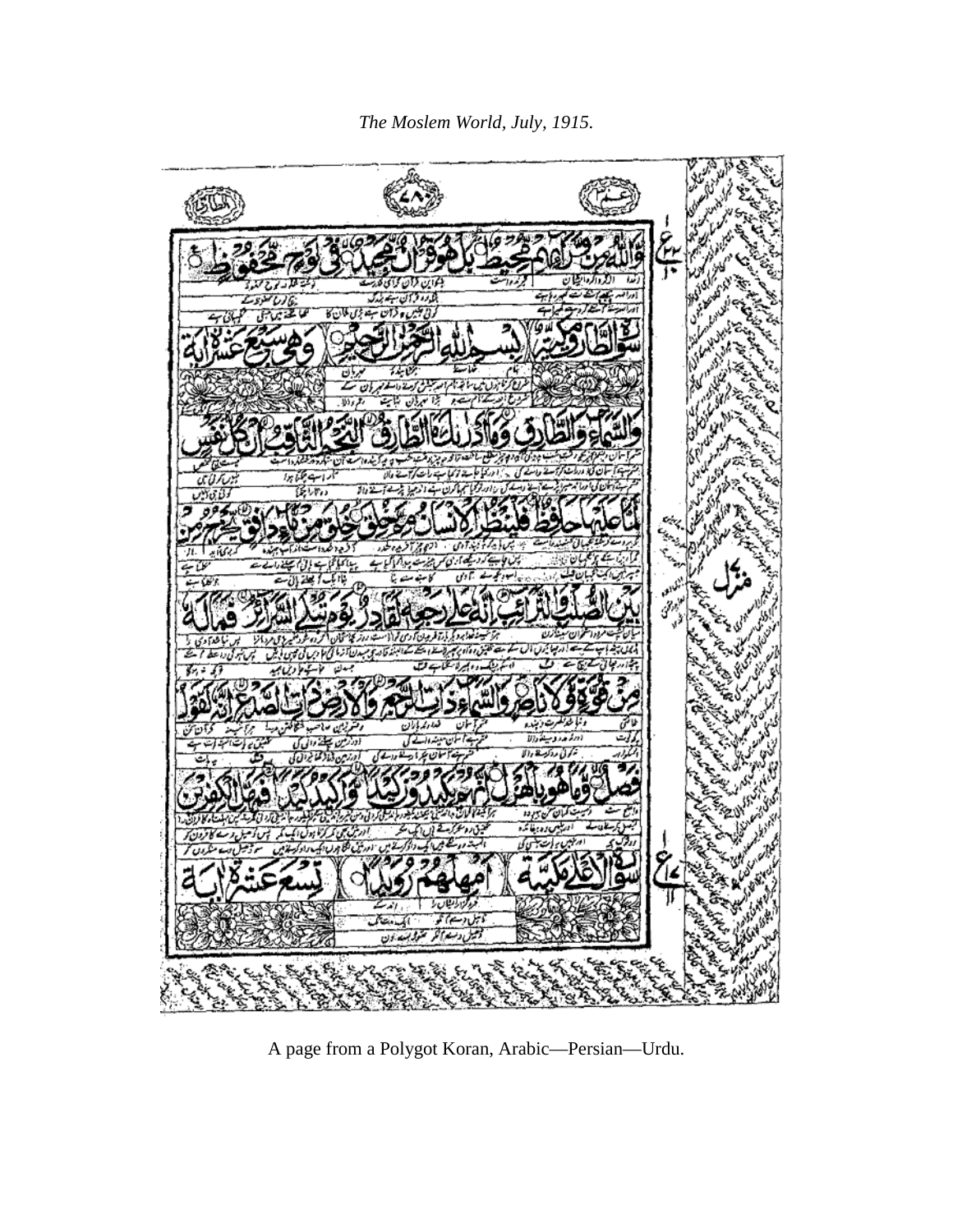*The Moslem World, July, 1915.*

A page from a Polygot Koran, Arabic—Persian—Urdu.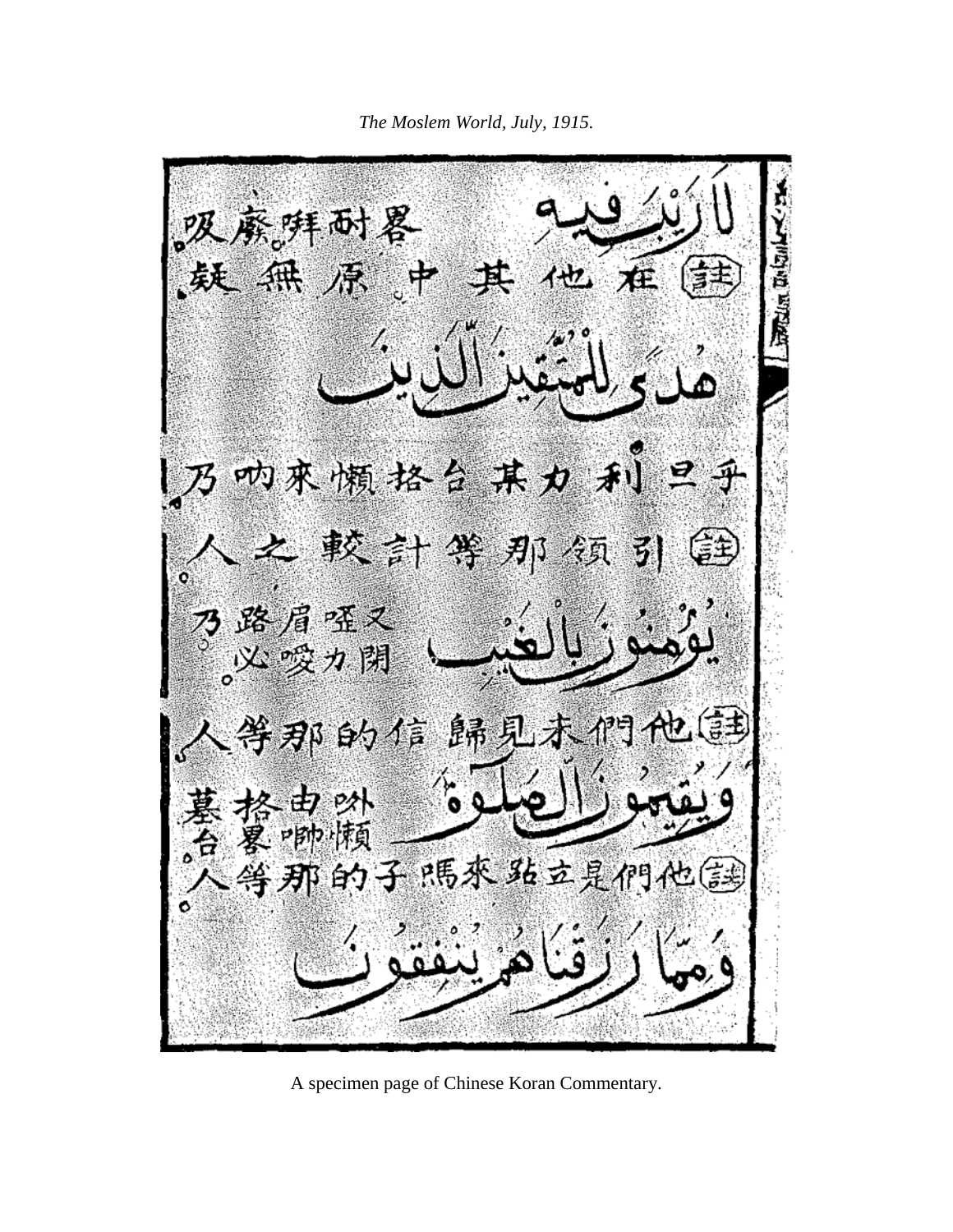吸廢拜耐畧 لَا رَيْبَ فِيهِ

疑無原中其他在 註

هُدًى لِلْمُتَّقِينَ الَّذِينَ

乃吶來懶格台其力利旦乎

人之較計等那領引 註

乃路眉啞又
必嘜力閉 يُؤْمِنُونَ بِالْغَيْبِ

人等那的信歸見未們他 註

墓格由吚
台畧嘟懶 وَيُقِيمُونَ الصَّلٰوةَ

人等那的子瑪來站立是們他 註

وَمِمَّا رَزَقْنَاهُمْ يُنْفِقُونَ

A specimen page of Chinese Koran Commentary.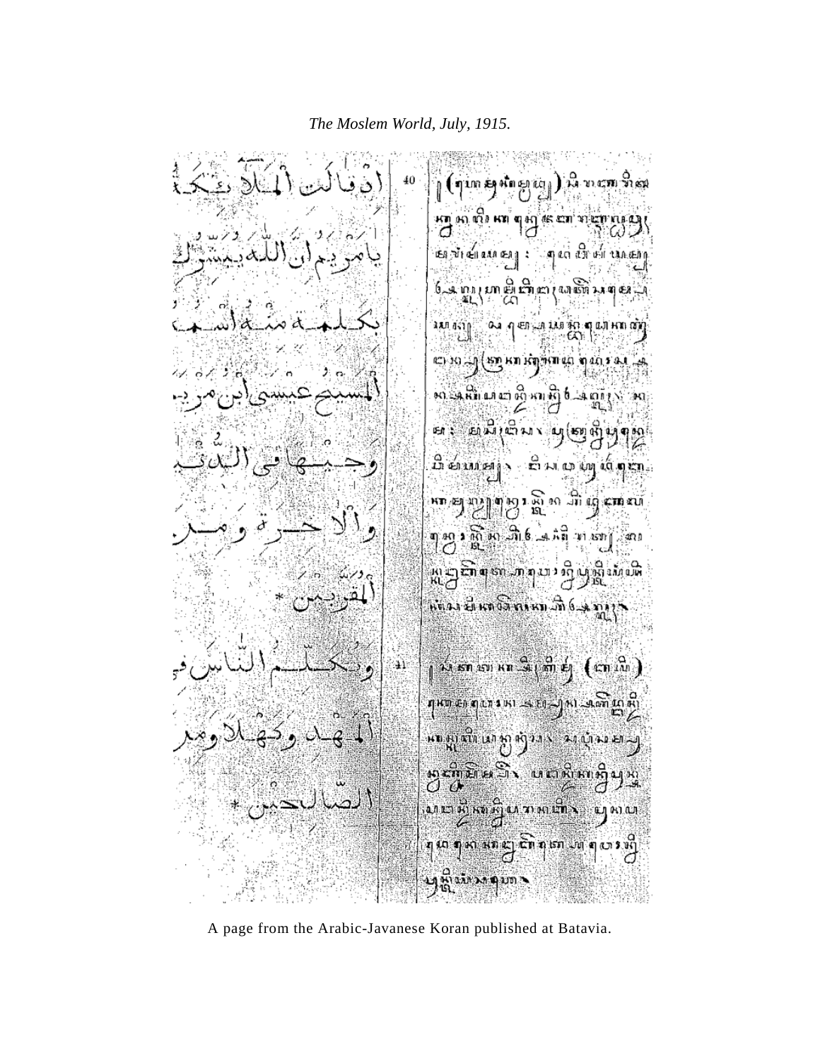*The Moslem World, July, 1915.*

40 اذ قالت الملائكة يامريم ان الله يبشرك بكلمة منه اسمه المسيح عيسى ابن مريم وجيها في الدنيا والاخرة ومن المقربين *

41 ويكلم الناس في المهد وكهلا ومن الصالحين *

A page from the Arabic-Javanese Koran published at Batavia.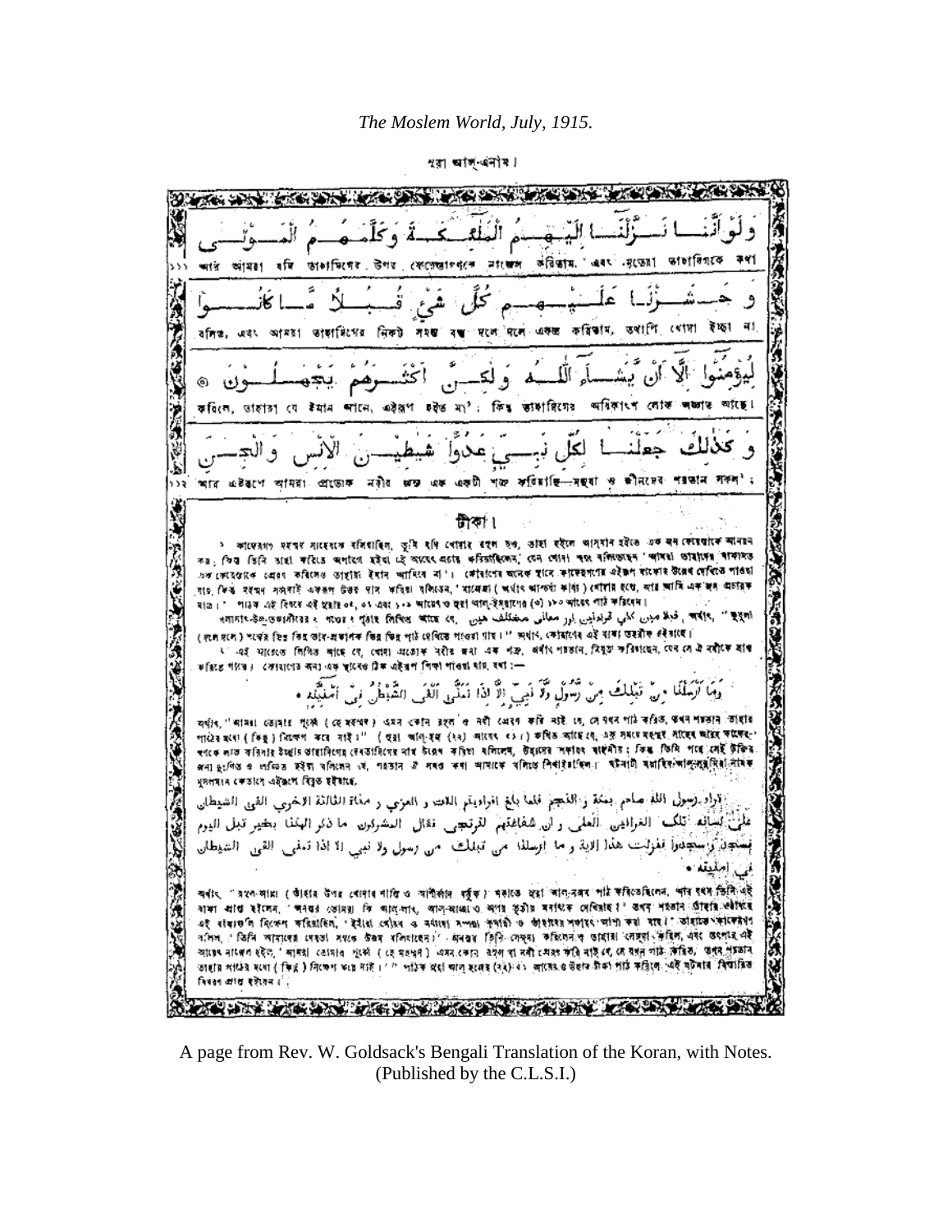*The Moslem World, July, 1915.*

সূরা আল্-এনাম।

وَلَوْ أَنَّنَا نَزَّلْنَا إِلَيْهِمُ الْمَلَائِكَةَ وَكَلَّمَهُمُ الْمَوْتَىٰ

১১১ আর আমরা যদি তাহাদিগের উপর ফেরেস্তাগণকে নাজেল করিতাম, এবং মৃতেরা তাহাদিগকে কথা

وَحَشَرْنَا عَلَيْهِمْ كُلَّ شَيْءٍ قُبُلًا مَا كَانُوا

বলিত, এবং আমরা তাহাদিগের নিকট সমস্ত বস্তু দলে দলে একত্র করিতাম, তথাপি খোদা ইচ্ছা না

لِيُؤْمِنُوا إِلَّا أَنْ يَشَاءَ اللَّهُ وَلَٰكِنَّ أَكْثَرَهُمْ يَجْهَلُونَ ۞

করিলে, তাহারা যে ইমান আনে, এইরূপ হইত না; কিন্তু তাহাদিগের অধিকাংশ লোক অজ্ঞান আছে।

وَكَذَٰلِكَ جَعَلْنَا لِكُلِّ نَبِيٍّ عَدُوًّا شَيَاطِينَ الْإِنْسِ وَالْجِنِّ

১১২ আর এইরূপে আমরা প্রত্যেক নবীর জন্য এক একটী শত্রু করিয়াছি—মনুষ্য ও জীনদের শয়তান সকল;

## টীকা।

وَمَا أَرْسَلْنَا مِن قَبْلِكَ مِن رَّسُولٍ وَلَا نَبِيٍّ إِلَّا إِذَا تَمَنَّىٰ أَلْقَى الشَّيْطَانُ فِي أُمْنِيَّتِهِ ۞

قرأ رسول الله صلعم بمكة والنجم فلما بلغ افرايتم اللات والعزى ومناة الثالثة الاخرى القى الشيطان على لسانه تلك الغرانيق العلى وان شفاعتهن لترتجى فقال المشركون ما ذكر آلهتنا بخير قبل اليوم فسجد وسجدوا فنزلت هذه الاية وما ارسلنا من قبلك من رسول ولا نبي الا اذا تمنى القى الشيطان في امنيته ۞

A page from Rev. W. Goldsack's Bengali Translation of the Koran, with Notes. (Published by the C.L.S.I.)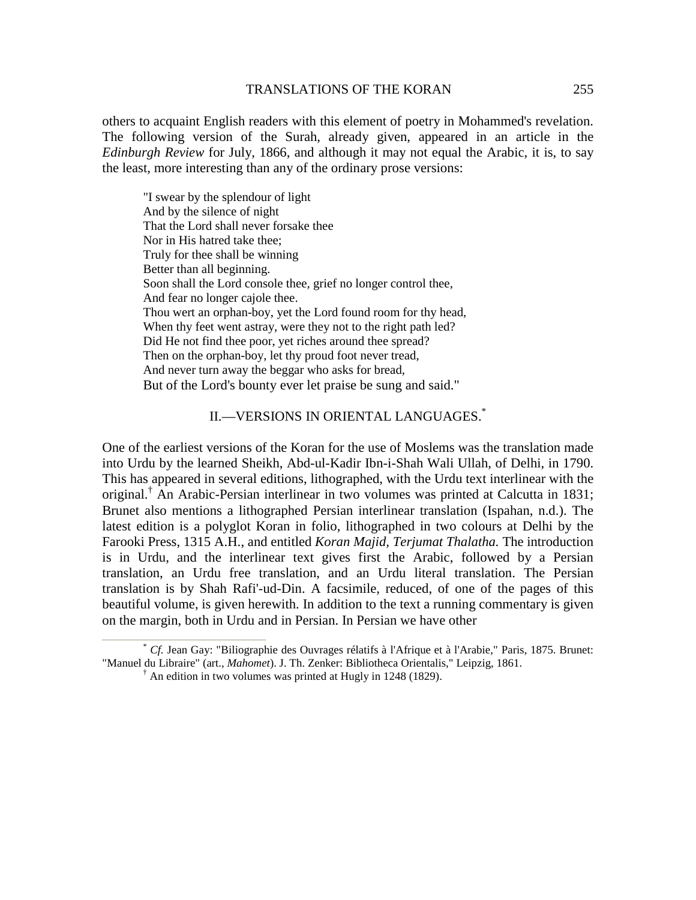others to acquaint English readers with this element of poetry in Mohammed's revelation. The following version of the Surah, already given, appeared in an article in the *Edinburgh Review* for July, 1866, and although it may not equal the Arabic, it is, to say the least, more interesting than any of the ordinary prose versions:

> "I swear by the splendour of light
> And by the silence of night
> That the Lord shall never forsake thee
> Nor in His hatred take thee;
> Truly for thee shall be winning
> Better than all beginning.
> Soon shall the Lord console thee, grief no longer control thee,
> And fear no longer cajole thee.
> Thou wert an orphan-boy, yet the Lord found room for thy head,
> When thy feet went astray, were they not to the right path led?
> Did He not find thee poor, yet riches around thee spread?
> Then on the orphan-boy, let thy proud foot never tread,
> And never turn away the beggar who asks for bread,
> But of the Lord's bounty ever let praise be sung and said."

## II.—VERSIONS IN ORIENTAL LANGUAGES.[*]

One of the earliest versions of the Koran for the use of Moslems was the translation made into Urdu by the learned Sheikh, Abd-ul-Kadir Ibn-i-Shah Wali Ullah, of Delhi, in 1790. This has appeared in several editions, lithographed, with the Urdu text interlinear with the original.[†] An Arabic-Persian interlinear in two volumes was printed at Calcutta in 1831; Brunet also mentions a lithographed Persian interlinear translation (Ispahan, n.d.). The latest edition is a polyglot Koran in folio, lithographed in two colours at Delhi by the Farooki Press, 1315 A.H., and entitled *Koran Majid, Terjumat Thalatha.* The introduction is in Urdu, and the interlinear text gives first the Arabic, followed by a Persian translation, an Urdu free translation, and an Urdu literal translation. The Persian translation is by Shah Rafi'-ud-Din. A facsimile, reduced, of one of the pages of this beautiful volume, is given herewith. In addition to the text a running commentary is given on the margin, both in Urdu and in Persian. In Persian we have other

---

[*] *Cf.* Jean Gay: "Biliographie des Ouvrages rélatifs à l'Afrique et à l'Arabie," Paris, 1875. Brunet: "Manuel du Libraire" (art., *Mahomet*). J. Th. Zenker: Bibliotheca Orientalis," Leipzig, 1861.

[†] An edition in two volumes was printed at Hugly in 1248 (1829).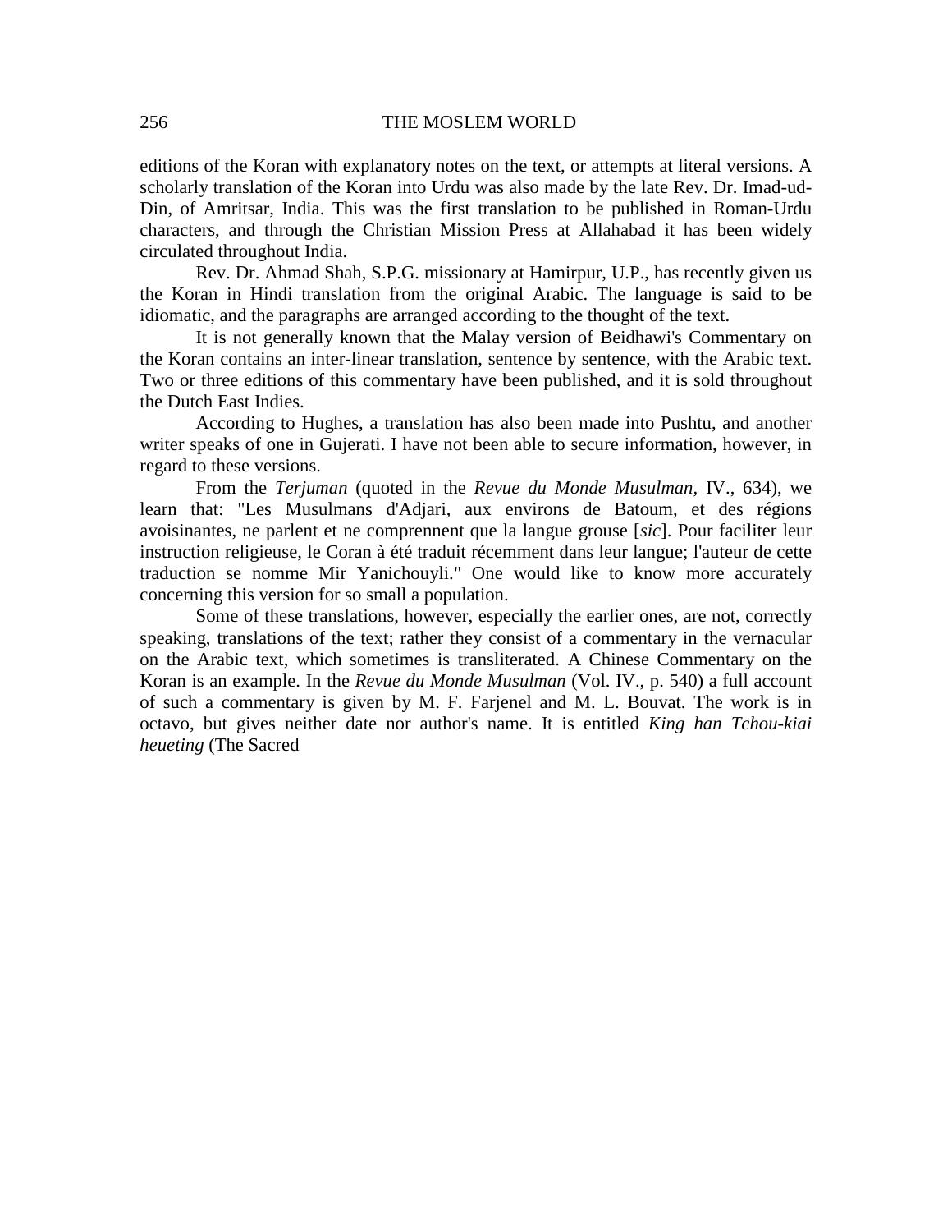editions of the Koran with explanatory notes on the text, or attempts at literal versions. A scholarly translation of the Koran into Urdu was also made by the late Rev. Dr. Imad-ud-Din, of Amritsar, India. This was the first translation to be published in Roman-Urdu characters, and through the Christian Mission Press at Allahabad it has been widely circulated throughout India.

Rev. Dr. Ahmad Shah, S.P.G. missionary at Hamirpur, U.P., has recently given us the Koran in Hindi translation from the original Arabic. The language is said to be idiomatic, and the paragraphs are arranged according to the thought of the text.

It is not generally known that the Malay version of Beidhawi's Commentary on the Koran contains an inter-linear translation, sentence by sentence, with the Arabic text. Two or three editions of this commentary have been published, and it is sold throughout the Dutch East Indies.

According to Hughes, a translation has also been made into Pushtu, and another writer speaks of one in Gujerati. I have not been able to secure information, however, in regard to these versions.

From the *Terjuman* (quoted in the *Revue du Monde Musulman,* IV., 634), we learn that: "Les Musulmans d'Adjari, aux environs de Batoum, et des régions avoisinantes, ne parlent et ne comprennent que la langue grouse [*sic*]. Pour faciliter leur instruction religieuse, le Coran à été traduit récemment dans leur langue; l'auteur de cette traduction se nomme Mir Yanichouyli." One would like to know more accurately concerning this version for so small a population.

Some of these translations, however, especially the earlier ones, are not, correctly speaking, translations of the text; rather they consist of a commentary in the vernacular on the Arabic text, which sometimes is transliterated. A Chinese Commentary on the Koran is an example. In the *Revue du Monde Musulman* (Vol. IV., p. 540) a full account of such a commentary is given by M. F. Farjenel and M. L. Bouvat. The work is in octavo, but gives neither date nor author's name. It is entitled *King han Tchou-kiai heueting* (The Sacred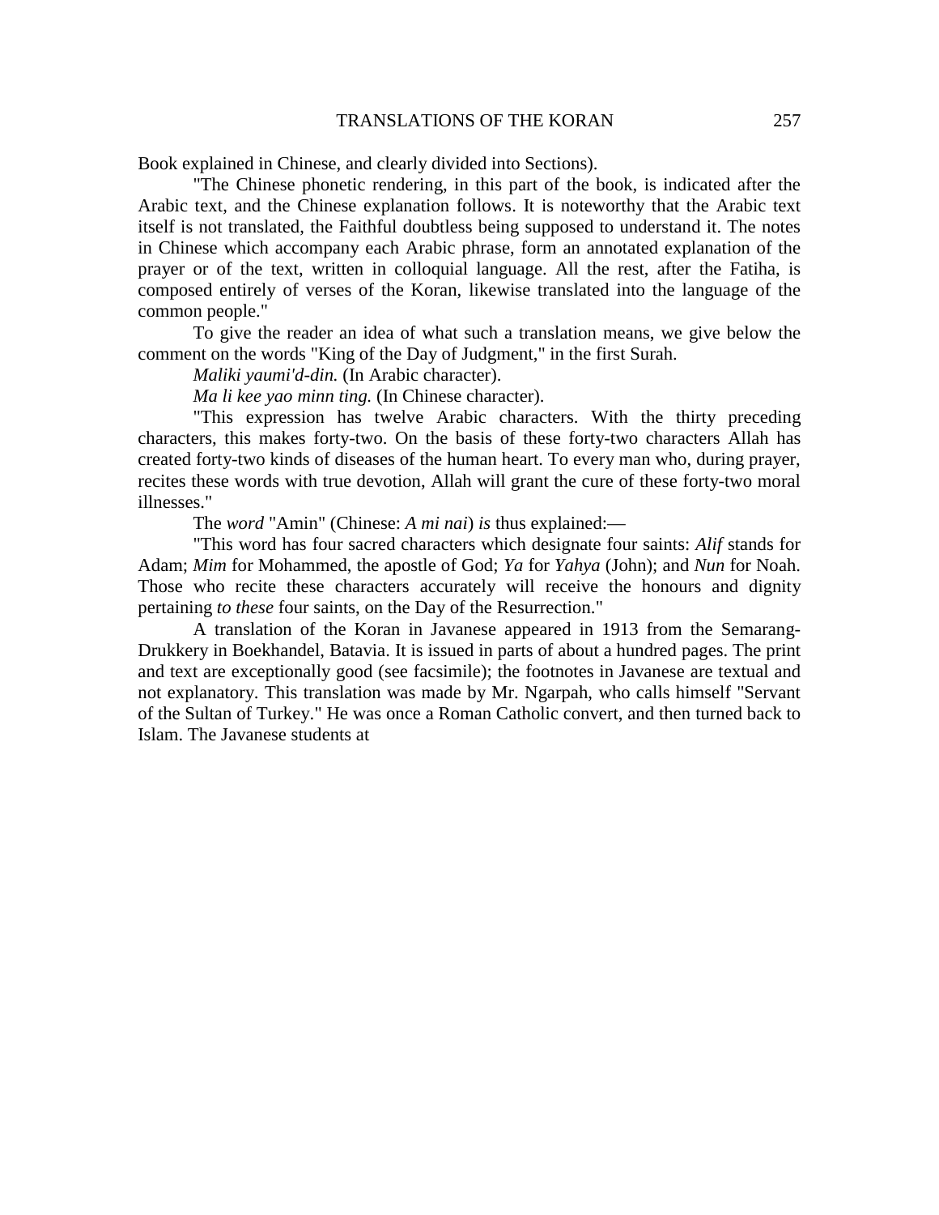Book explained in Chinese, and clearly divided into Sections).

"The Chinese phonetic rendering, in this part of the book, is indicated after the Arabic text, and the Chinese explanation follows. It is noteworthy that the Arabic text itself is not translated, the Faithful doubtless being supposed to understand it. The notes in Chinese which accompany each Arabic phrase, form an annotated explanation of the prayer or of the text, written in colloquial language. All the rest, after the Fatiha, is composed entirely of verses of the Koran, likewise translated into the language of the common people."

To give the reader an idea of what such a translation means, we give below the comment on the words "King of the Day of Judgment," in the first Surah.

*Maliki yaumi'd-din.* (In Arabic character).

*Ma li kee yao minn ting.* (In Chinese character).

"This expression has twelve Arabic characters. With the thirty preceding characters, this makes forty-two. On the basis of these forty-two characters Allah has created forty-two kinds of diseases of the human heart. To every man who, during prayer, recites these words with true devotion, Allah will grant the cure of these forty-two moral illnesses."

The *word* "Amin" (Chinese: *A mi nai*) *is* thus explained:—

"This word has four sacred characters which designate four saints: *Alif* stands for Adam; *Mim* for Mohammed, the apostle of God; *Ya* for *Yahya* (John); and *Nun* for Noah. Those who recite these characters accurately will receive the honours and dignity pertaining *to these* four saints, on the Day of the Resurrection."

A translation of the Koran in Javanese appeared in 1913 from the Semarang-Drukkery in Boekhandel, Batavia. It is issued in parts of about a hundred pages. The print and text are exceptionally good (see facsimile); the footnotes in Javanese are textual and not explanatory. This translation was made by Mr. Ngarpah, who calls himself "Servant of the Sultan of Turkey." He was once a Roman Catholic convert, and then turned back to Islam. The Javanese students at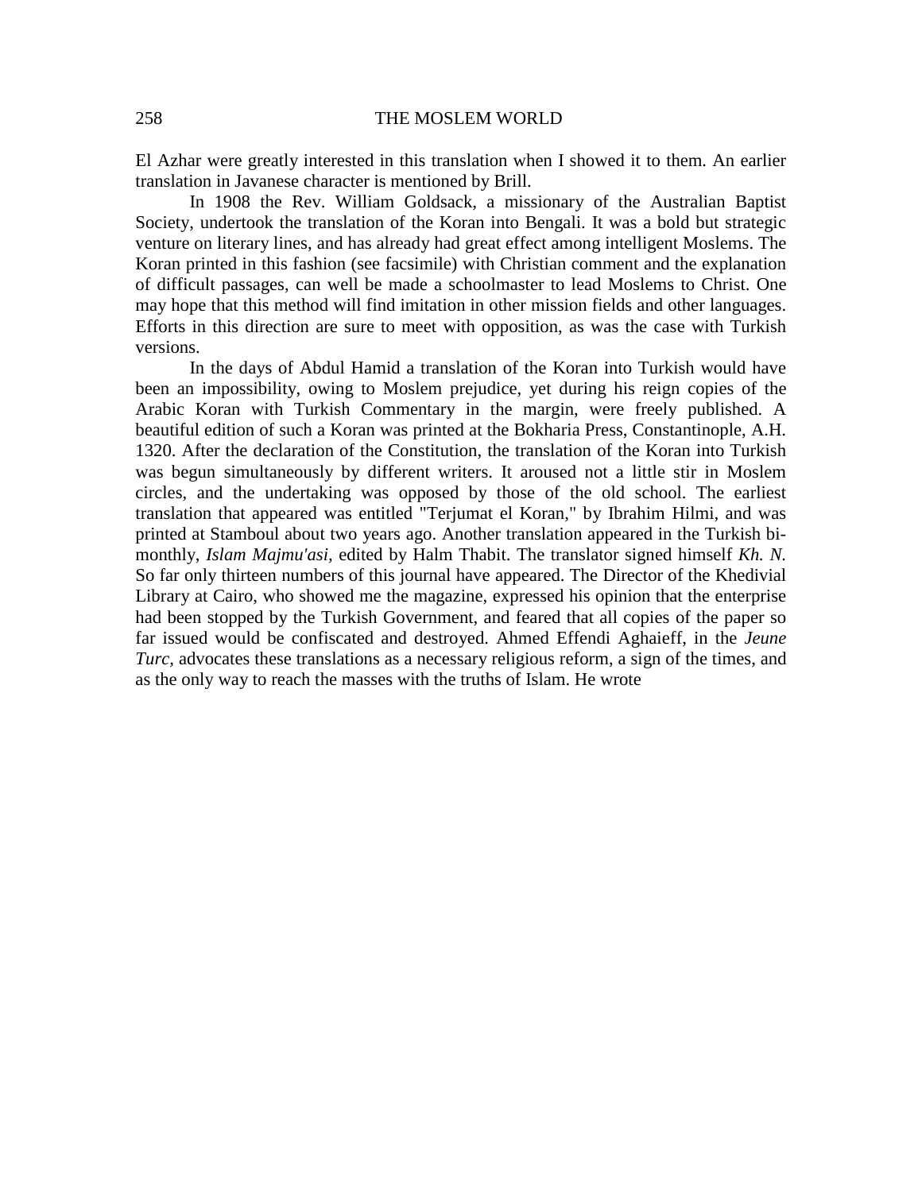El Azhar were greatly interested in this translation when I showed it to them. An earlier translation in Javanese character is mentioned by Brill.

In 1908 the Rev. William Goldsack, a missionary of the Australian Baptist Society, undertook the translation of the Koran into Bengali. It was a bold but strategic venture on literary lines, and has already had great effect among intelligent Moslems. The Koran printed in this fashion (see facsimile) with Christian comment and the explanation of difficult passages, can well be made a schoolmaster to lead Moslems to Christ. One may hope that this method will find imitation in other mission fields and other languages. Efforts in this direction are sure to meet with opposition, as was the case with Turkish versions.

In the days of Abdul Hamid a translation of the Koran into Turkish would have been an impossibility, owing to Moslem prejudice, yet during his reign copies of the Arabic Koran with Turkish Commentary in the margin, were freely published. A beautiful edition of such a Koran was printed at the Bokharia Press, Constantinople, A.H. 1320. After the declaration of the Constitution, the translation of the Koran into Turkish was begun simultaneously by different writers. It aroused not a little stir in Moslem circles, and the undertaking was opposed by those of the old school. The earliest translation that appeared was entitled "Terjumat el Koran," by Ibrahim Hilmi, and was printed at Stamboul about two years ago. Another translation appeared in the Turkish bi-monthly, *Islam Majmu'asi*, edited by Halm Thabit. The translator signed himself *Kh. N.* So far only thirteen numbers of this journal have appeared. The Director of the Khedivial Library at Cairo, who showed me the magazine, expressed his opinion that the enterprise had been stopped by the Turkish Government, and feared that all copies of the paper so far issued would be confiscated and destroyed. Ahmed Effendi Aghaieff, in the *Jeune Turc*, advocates these translations as a necessary religious reform, a sign of the times, and as the only way to reach the masses with the truths of Islam. He wrote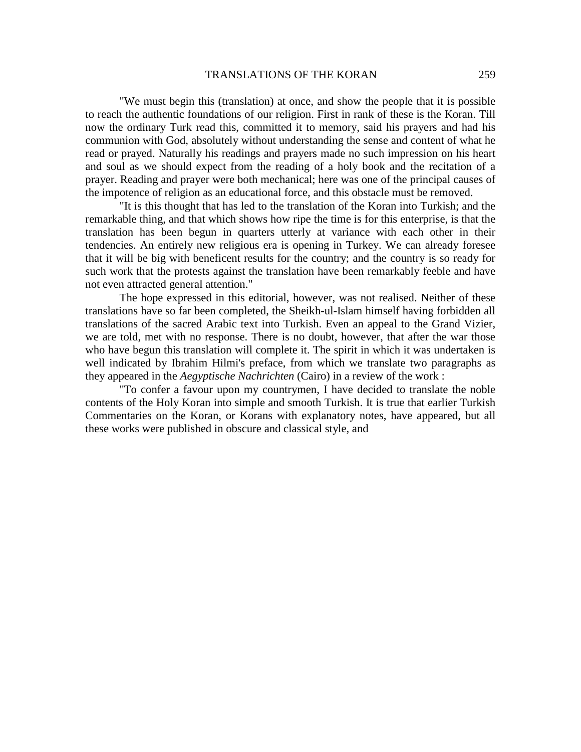"We must begin this (translation) at once, and show the people that it is possible to reach the authentic foundations of our religion. First in rank of these is the Koran. Till now the ordinary Turk read this, committed it to memory, said his prayers and had his communion with God, absolutely without understanding the sense and content of what he read or prayed. Naturally his readings and prayers made no such impression on his heart and soul as we should expect from the reading of a holy book and the recitation of a prayer. Reading and prayer were both mechanical; here was one of the principal causes of the impotence of religion as an educational force, and this obstacle must be removed.

"It is this thought that has led to the translation of the Koran into Turkish; and the remarkable thing, and that which shows how ripe the time is for this enterprise, is that the translation has been begun in quarters utterly at variance with each other in their tendencies. An entirely new religious era is opening in Turkey. We can already foresee that it will be big with beneficent results for the country; and the country is so ready for such work that the protests against the translation have been remarkably feeble and have not even attracted general attention."

The hope expressed in this editorial, however, was not realised. Neither of these translations have so far been completed, the Sheikh-ul-Islam himself having forbidden all translations of the sacred Arabic text into Turkish. Even an appeal to the Grand Vizier, we are told, met with no response. There is no doubt, however, that after the war those who have begun this translation will complete it. The spirit in which it was undertaken is well indicated by Ibrahim Hilmi's preface, from which we translate two paragraphs as they appeared in the *Aegyptische Nachrichten* (Cairo) in a review of the work :

"To confer a favour upon my countrymen, I have decided to translate the noble contents of the Holy Koran into simple and smooth Turkish. It is true that earlier Turkish Commentaries on the Koran, or Korans with explanatory notes, have appeared, but all these works were published in obscure and classical style, and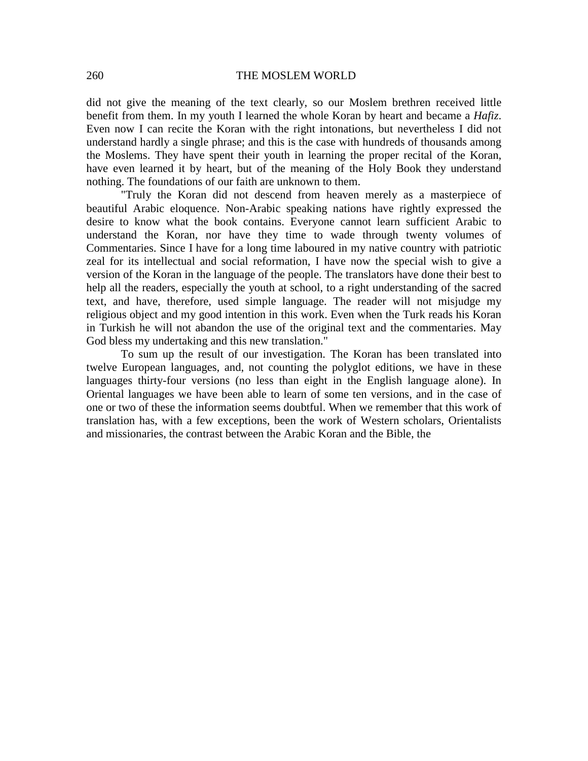did not give the meaning of the text clearly, so our Moslem brethren received little benefit from them. In my youth I learned the whole Koran by heart and became a *Hafiz*. Even now I can recite the Koran with the right intonations, but nevertheless I did not understand hardly a single phrase; and this is the case with hundreds of thousands among the Moslems. They have spent their youth in learning the proper recital of the Koran, have even learned it by heart, but of the meaning of the Holy Book they understand nothing. The foundations of our faith are unknown to them.

"Truly the Koran did not descend from heaven merely as a masterpiece of beautiful Arabic eloquence. Non-Arabic speaking nations have rightly expressed the desire to know what the book contains. Everyone cannot learn sufficient Arabic to understand the Koran, nor have they time to wade through twenty volumes of Commentaries. Since I have for a long time laboured in my native country with patriotic zeal for its intellectual and social reformation, I have now the special wish to give a version of the Koran in the language of the people. The translators have done their best to help all the readers, especially the youth at school, to a right understanding of the sacred text, and have, therefore, used simple language. The reader will not misjudge my religious object and my good intention in this work. Even when the Turk reads his Koran in Turkish he will not abandon the use of the original text and the commentaries. May God bless my undertaking and this new translation."

To sum up the result of our investigation. The Koran has been translated into twelve European languages, and, not counting the polyglot editions, we have in these languages thirty-four versions (no less than eight in the English language alone). In Oriental languages we have been able to learn of some ten versions, and in the case of one or two of these the information seems doubtful. When we remember that this work of translation has, with a few exceptions, been the work of Western scholars, Orientalists and missionaries, the contrast between the Arabic Koran and the Bible, the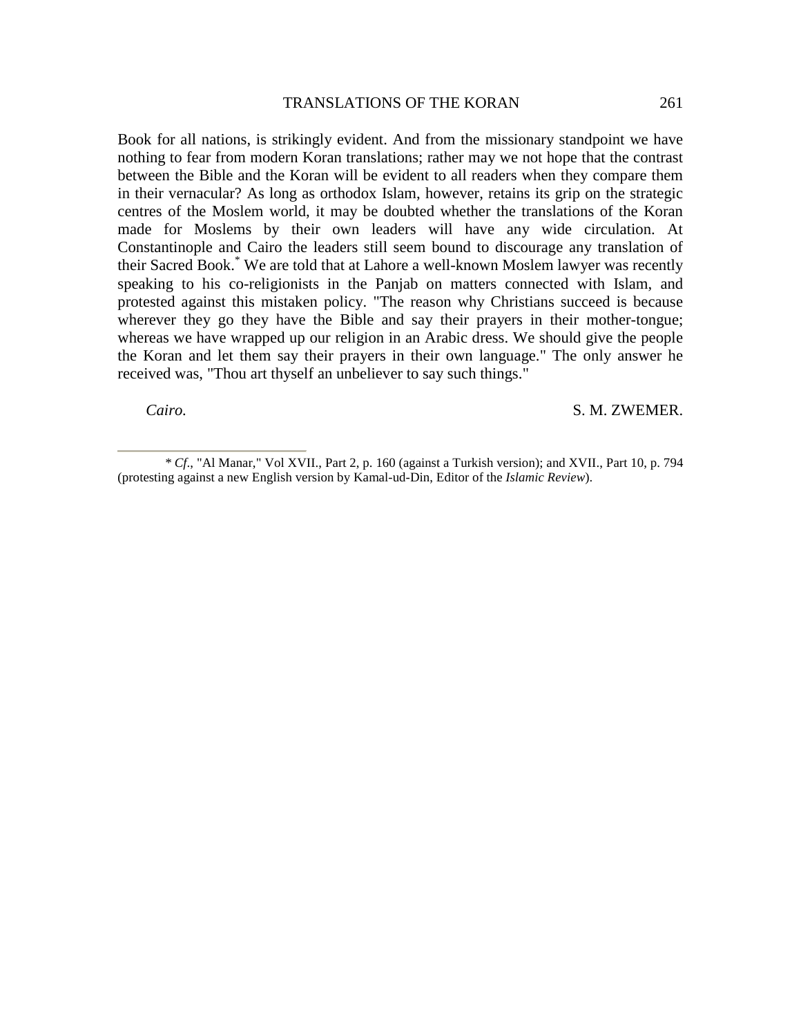Book for all nations, is strikingly evident. And from the missionary standpoint we have nothing to fear from modern Koran translations; rather may we not hope that the contrast between the Bible and the Koran will be evident to all readers when they compare them in their vernacular? As long as orthodox Islam, however, retains its grip on the strategic centres of the Moslem world, it may be doubted whether the translations of the Koran made for Moslems by their own leaders will have any wide circulation. At Constantinople and Cairo the leaders still seem bound to discourage any translation of their Sacred Book.* We are told that at Lahore a well-known Moslem lawyer was recently speaking to his co-religionists in the Panjab on matters connected with Islam, and protested against this mistaken policy. "The reason why Christians succeed is because wherever they go they have the Bible and say their prayers in their mother-tongue; whereas we have wrapped up our religion in an Arabic dress. We should give the people the Koran and let them say their prayers in their own language." The only answer he received was, "Thou art thyself an unbeliever to say such things."

*Cairo.* S. M. ZWEMER.

---

\* *Cf*., "Al Manar," Vol XVII., Part 2, p. 160 (against a Turkish version); and XVII., Part 10, p. 794 (protesting against a new English version by Kamal-ud-Din, Editor of the *Islamic Review*).